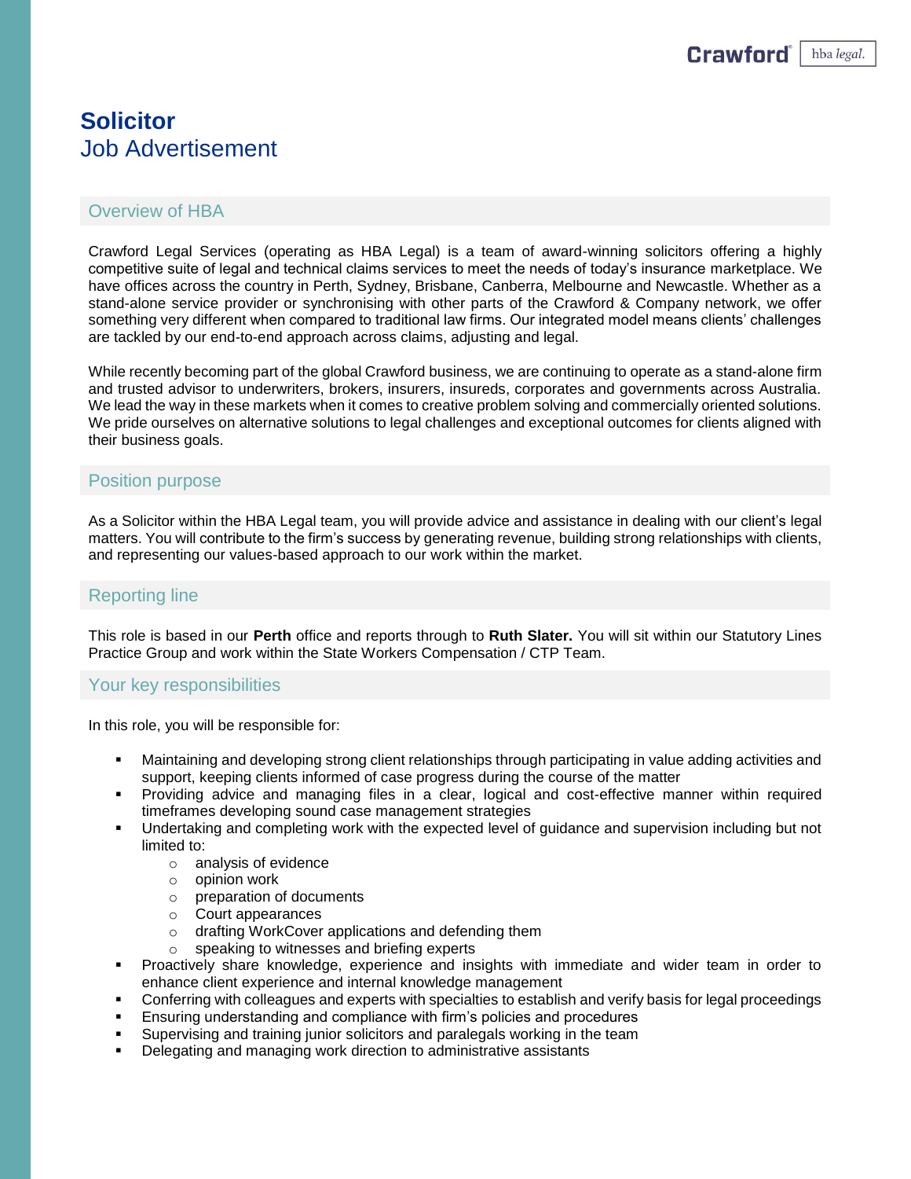# Solicitor

## Job Advertisement

### Overview of HBA

Crawford Legal Services (operating as HBA Legal) is a team of award-winning solicitors offering a highly competitive suite of legal and technical claims services to meet the needs of today's insurance marketplace. We have offices across the country in Perth, Sydney, Brisbane, Canberra, Melbourne and Newcastle. Whether as a stand-alone service provider or synchronising with other parts of the Crawford & Company network, we offer something very different when compared to traditional law firms. Our integrated model means clients' challenges are tackled by our end-to-end approach across claims, adjusting and legal.

While recently becoming part of the global Crawford business, we are continuing to operate as a stand-alone firm and trusted advisor to underwriters, brokers, insurers, insureds, corporates and governments across Australia. We lead the way in these markets when it comes to creative problem solving and commercially oriented solutions. We pride ourselves on alternative solutions to legal challenges and exceptional outcomes for clients aligned with their business goals.

### Position purpose

As a Solicitor within the HBA Legal team, you will provide advice and assistance in dealing with our client's legal matters. You will contribute to the firm's success by generating revenue, building strong relationships with clients, and representing our values-based approach to our work within the market.

### Reporting line

This role is based in our **Perth** office and reports through to **Ruth Slater.** You will sit within our Statutory Lines Practice Group and work within the State Workers Compensation / CTP Team.

### Your key responsibilities

In this role, you will be responsible for:

- Maintaining and developing strong client relationships through participating in value adding activities and support, keeping clients informed of case progress during the course of the matter
- Providing advice and managing files in a clear, logical and cost-effective manner within required timeframes developing sound case management strategies
- Undertaking and completing work with the expected level of guidance and supervision including but not limited to:
  - analysis of evidence
  - opinion work
  - preparation of documents
  - Court appearances
  - drafting WorkCover applications and defending them
  - speaking to witnesses and briefing experts
- Proactively share knowledge, experience and insights with immediate and wider team in order to enhance client experience and internal knowledge management
- Conferring with colleagues and experts with specialties to establish and verify basis for legal proceedings
- Ensuring understanding and compliance with firm's policies and procedures
- Supervising and training junior solicitors and paralegals working in the team
- Delegating and managing work direction to administrative assistants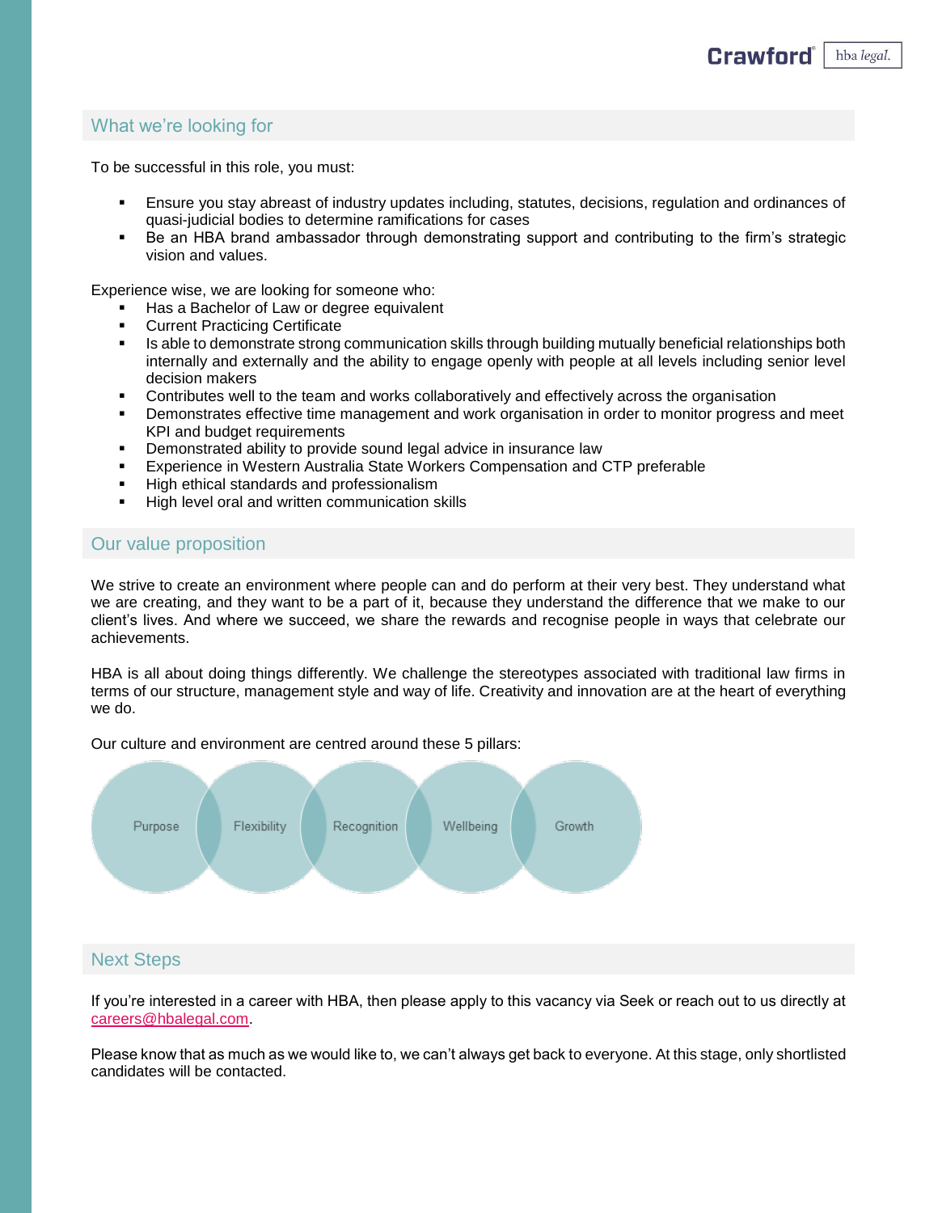## What we're looking for

To be successful in this role, you must:

- Ensure you stay abreast of industry updates including, statutes, decisions, regulation and ordinances of quasi-judicial bodies to determine ramifications for cases
- Be an HBA brand ambassador through demonstrating support and contributing to the firm's strategic vision and values.

Experience wise, we are looking for someone who:

- Has a Bachelor of Law or degree equivalent
- Current Practicing Certificate
- Is able to demonstrate strong communication skills through building mutually beneficial relationships both internally and externally and the ability to engage openly with people at all levels including senior level decision makers
- Contributes well to the team and works collaboratively and effectively across the organisation
- Demonstrates effective time management and work organisation in order to monitor progress and meet KPI and budget requirements
- Demonstrated ability to provide sound legal advice in insurance law
- Experience in Western Australia State Workers Compensation and CTP preferable
- High ethical standards and professionalism
- High level oral and written communication skills

## Our value proposition

We strive to create an environment where people can and do perform at their very best. They understand what we are creating, and they want to be a part of it, because they understand the difference that we make to our client's lives. And where we succeed, we share the rewards and recognise people in ways that celebrate our achievements.

HBA is all about doing things differently. We challenge the stereotypes associated with traditional law firms in terms of our structure, management style and way of life. Creativity and innovation are at the heart of everything we do.

Our culture and environment are centred around these 5 pillars:

Purpose

Flexibility

Recognition

Wellbeing

Growth

## Next Steps

If you're interested in a career with HBA, then please apply to this vacancy via Seek or reach out to us directly at careers@hbalegal.com.

Please know that as much as we would like to, we can't always get back to everyone. At this stage, only shortlisted candidates will be contacted.